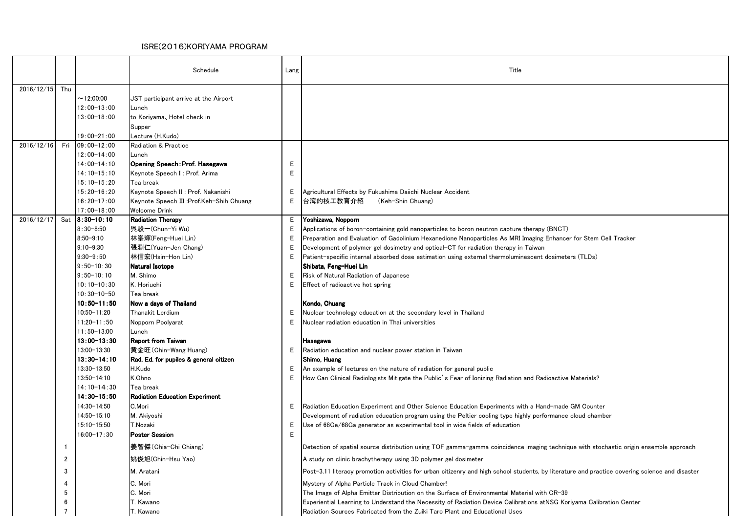ISRE(2016)KORIYAMA PROGRAM

|  |  |  | Schedule | Lang | Title |
|---|---|---|---|---|---|
| 2016/12/15 | Thu |  |  |  |  |
|  |  | ～12:00:00 | JST participant arrive at the Airport |  |  |
|  |  | 12:00-13:00 | Lunch |  |  |
|  |  | 13:00-18:00 | to Koriyama、Hotel check in |  |  |
|  |  |  | Supper |  |  |
|  |  | 19:00-21:00 | Lecture (H.Kudo) |  |  |
| 2016/12/16 | Fri | 09:00-12:00 | Radiation & Practice |  |  |
|  |  | 12:00-14:00 | Lunch |  |  |
|  |  | 14:00-14:10 | **Opening Speech:Prof. Hasegawa** | E |  |
|  |  | 14:10-15:10 | Keynote Speech I : Prof. Arima | E |  |
|  |  | 15:10-15:20 | Tea break |  |  |
|  |  | 15:20-16:20 | Keynote Speech II : Prof. Nakanishi | E | Agricultural Effects by Fukushima Daiichi Nuclear Accident |
|  |  | 16:20-17:00 | Keynote Speech III :Prof.Keh-Shih Chuang | E | 台湾的核工教育介紹 (Keh-Shin Chuang) |
|  |  | 17:00-18:00 | Welcome Drink |  |  |
| 2016/12/17 | Sat | **8:30-10:10** | **Radiation Therapy** | E | **Yoshizawa, Nopporn** |
|  |  | 8:30-8:50 | 呉駿一(Chun-Yi Wu) | E | Applications of boron-containing gold nanoparticles to boron neutron capture therapy (BNCT) |
|  |  | 8:50-9:10 | 林峯輝(Feng-Huei Lin) | E | Preparation and Evaluation of Gadolinium Hexanedione Nanoparticles As MRI Imaging Enhancer for Stem Cell Tracker |
|  |  | 9:10-9:30 | 張淵仁(Yuan-Jen Chang) | E | Development of polymer gel dosimetry and optical-CT for radiation therapy in Taiwan |
|  |  | 9:30-9:50 | 林信宏(Hsin-Hon Lin) | E | Patient-specific internal absorbed dose estimation using external thermoluminescent dosimeters (TLDs) |
|  |  | 9:50-10:30 | **Natural Isotope** |  | **Shibata, Feng-Huei Lin** |
|  |  | 9:50-10:10 | M. Shimo | E | Risk of Natural Radiation of Japanese |
|  |  | 10:10-10:30 | K. Horiuchi | E | Effect of radioactive hot spring |
|  |  | 10:30-10-50 | Tea break |  |  |
|  |  | **10:50-11:50** | **Now a days of Thailand** |  | **Kondo, Chuang** |
|  |  | 10:50-11:20 | Thanakit Lerdium | E | Nuclear technology education at the secondary level in Thailand |
|  |  | 11:20-11:50 | Nopporn Poolyarat | E | Nuclear radiation education in Thai universities |
|  |  | 11:50-13:00 | Lunch |  |  |
|  |  | **13:00-13:30** | **Report from Taiwan** |  | **Hasegawa** |
|  |  | 13:00-13:30 | 黄金旺(Chin-Wang Huang) | E | Radiation education and nuclear power station in Taiwan |
|  |  | **13:30-14:10** | **Rad. Ed. for pupiles & general citizen** |  | **Shimo, Huang** |
|  |  | 13:30-13:50 | H.Kudo | E | An example of lectures on the nature of radiation for general public |
|  |  | 13:50-14:10 | K.Ohno | E | How Can Clinical Radiologists Mitigate the Public's Fear of Ionizing Radiation and Radioactive Materials? |
|  |  | 14:10-14:30 | Tea break |  |  |
|  |  | **14:30-15:50** | **Radiation Education Experiment** |  |  |
|  |  | 14:30-14:50 | C.Mori | E | Radiation Education Experiment and Other Science Education Experiments with a Hand-made GM Counter |
|  |  | 14:50-15:10 | M. Akiyoshi |  | Development of radiation education program using the Peltier cooling type highly performance cloud chamber |
|  |  | 15:10-15:50 | T.Nozaki | E | Use of 68Ge/68Ga generator as experimental tool in wide fields of education |
|  |  | 16:00-17:30 | **Poster Session** | E |  |
|  | 1 |  | 姜智傑(Chia-Chi Chiang) |  | Detection of spatial source distribution using TOF gamma-gamma coincidence imaging technique with stochastic origin ensemble approach |
|  | 2 |  | 姚俊旭(Chin-Hsu Yao) |  | A study on clinic brachytherapy using 3D polymer gel dosimeter |
|  | 3 |  | M. Aratani |  | Post-3.11 literacy promotion activities for urban citizenry and high school students, by literature and practice covering science and disaster |
|  | 4 |  | C. Mori |  | Mystery of Alpha Particle Track in Cloud Chamber! |
|  | 5 |  | C. Mori |  | The Image of Alpha Emitter Distribution on the Surface of Environmental Material with CR-39 |
|  | 6 |  | T. Kawano |  | Experiential Learning to Understand the Necessity of Radiation Device Calibrations atNSG Koriyama Calibration Center |
|  | 7 |  | T. Kawano |  | Radiation Sources Fabricated from the Zuiki Taro Plant and Educational Uses |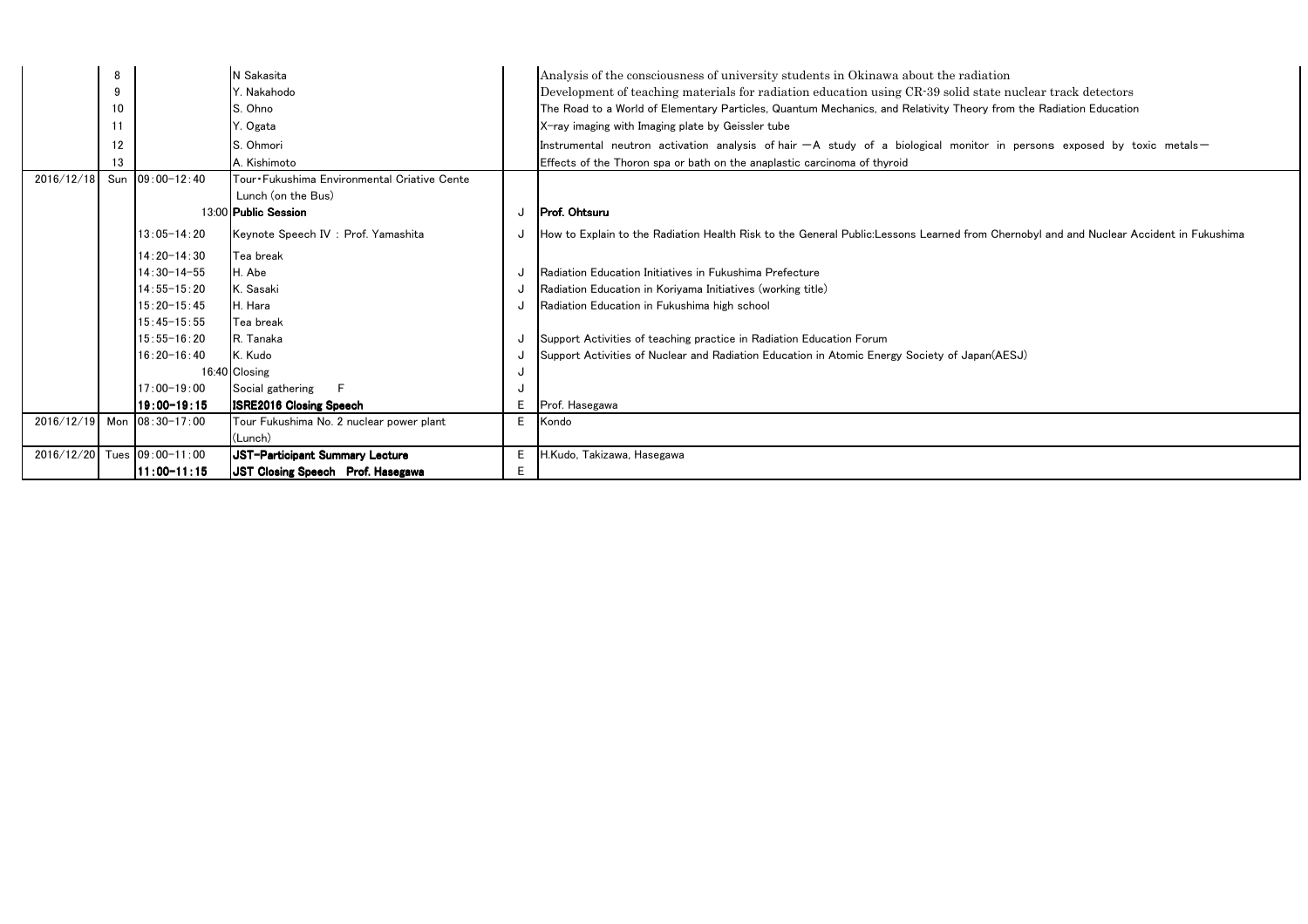| | | | | | |
|---|---|---|---|---|---|
| | 8 | | N Sakasita | | Analysis of the consciousness of university students in Okinawa about the radiation |
| | 9 | | Y. Nakahodo | | Development of teaching materials for radiation education using CR-39 solid state nuclear track detectors |
| | 10 | | S. Ohno | | The Road to a World of Elementary Particles, Quantum Mechanics, and Relativity Theory from the Radiation Education |
| | 11 | | Y. Ogata | | X-ray imaging with Imaging plate by Geissler tube |
| | 12 | | S. Ohmori | | Instrumental neutron activation analysis of hair ―A study of a biological monitor in persons exposed by toxic metals― |
| | 13 | | A. Kishimoto | | Effects of the Thoron spa or bath on the anaplastic carcinoma of thyroid |
| 2016/12/18 | Sun | 09:00-12:40 | Tour・Fukushima Environmental Criative Cente<br>Lunch (on the Bus) | | |
| | | 13:00 | **Public Session** | J | **Prof. Ohtsuru** |
| | | 13:05-14:20 | Keynote Speech IV : Prof. Yamashita | J | How to Explain to the Radiation Health Risk to the General Public:Lessons Learned from Chernobyl and and Nuclear Accident in Fukushima |
| | | 14:20-14:30 | Tea break | | |
| | | 14:30-14-55 | H. Abe | J | Radiation Education Initiatives in Fukushima Prefecture |
| | | 14:55-15:20 | K. Sasaki | J | Radiation Education in Koriyama Initiatives (working title) |
| | | 15:20-15:45 | H. Hara | J | Radiation Education in Fukushima high school |
| | | 15:45-15:55 | Tea break | | |
| | | 15:55-16:20 | R. Tanaka | J | Support Activities of teaching practice in Radiation Education Forum |
| | | 16:20-16:40 | K. Kudo | J | Support Activities of Nuclear and Radiation Education in Atomic Energy Society of Japan(AESJ) |
| | | 16:40 | Closing | J | |
| | | 17:00-19:00 | Social gathering F | J | |
| | | **19:00-19:15** | **ISRE2016 Closing Speech** | E | Prof. Hasegawa |
| 2016/12/19 | Mon | 08:30-17:00 | Tour Fukushima No. 2 nuclear power plant<br>(Lunch) | E | Kondo |
| 2016/12/20 | Tues | 09:00-11:00 | **JST-Participant Summary Lecture** | E | H.Kudo, Takizawa, Hasegawa |
| | | **11:00-11:15** | **JST Closing Speech Prof. Hasegawa** | E | |